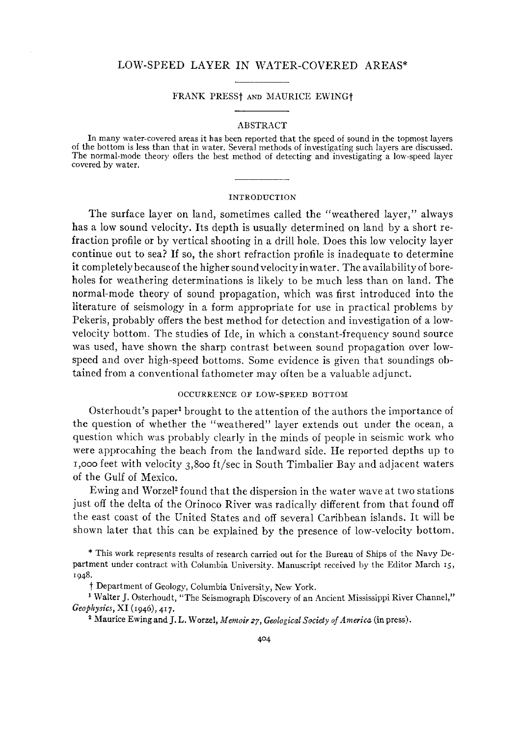# LOW-SPEED LAYER IN WATER-COVERED AREAS*

FRANK PRESS† AND MAURICE EWING†

## ABSTRACT

In many water-covered areas it has been reported that the speed of sound in the topmost layers of the bottom is less than that in water. Several methods of investigating such layers are discussed. The normal-mode theory offers the best method of detecting and investigating a low-speed layer covered by water.

## INTRODUCTION

The surface layer on land, sometimes called the "weathered layer," always has a low sound velocity. Its depth is usually determined on land by a short refraction profile or by vertical shooting in a drill hole. Does this low velocity layer continue out to sea? If so, the short refraction profile is inadequate to determine it completely because of the higher sound velocity in water. The availability of boreholes for weathering determinations is likely to be much less than on land. The normal-mode theory of sound propagation, which was first introduced into the literature of seismology in a form appropriate for use in practical problems by Pekeris, probably offers the best method for detection and investigation of a low-velocity bottom. The studies of Ide, in which a constant-frequency sound source was used, have shown the sharp contrast between sound propagation over low-speed and over high-speed bottoms. Some evidence is given that soundings obtained from a conventional fathometer may often be a valuable adjunct.

## OCCURRENCE OF LOW-SPEED BOTTOM

Osterhoudt's paper[1] brought to the attention of the authors the importance of the question of whether the "weathered" layer extends out under the ocean, a question which was probably clearly in the minds of people in seismic work who were approcahing the beach from the landward side. He reported depths up to 1,000 feet with velocity 3,800 ft/sec in South Timbalier Bay and adjacent waters of the Gulf of Mexico.

Ewing and Worzel[2] found that the dispersion in the water wave at two stations just off the delta of the Orinoco River was radically different from that found off the east coast of the United States and off several Caribbean islands. It will be shown later that this can be explained by the presence of low-velocity bottom.

\* This work represents results of research carried out for the Bureau of Ships of the Navy Department under contract with Columbia University. Manuscript received by the Editor March 15, 1948.

† Department of Geology, Columbia University, New York.

[1] Walter J. Osterhoudt, "The Seismograph Discovery of an Ancient Mississippi River Channel," *Geophysics*, XI (1946), 417.

[2] Maurice Ewing and J. L. Worzel, *Memoir 27, Geological Society of America* (in press).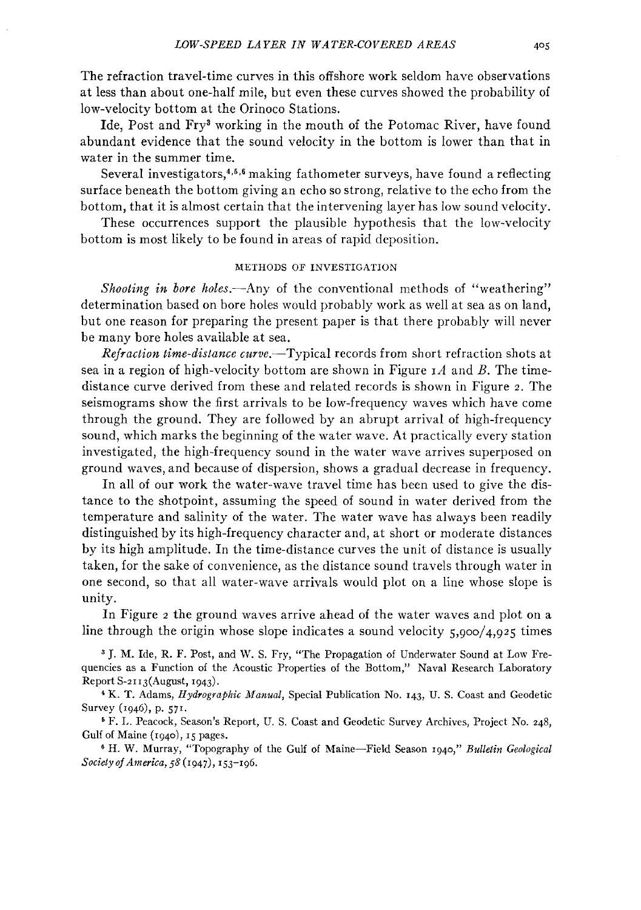The refraction travel-time curves in this offshore work seldom have observations at less than about one-half mile, but even these curves showed the probability of low-velocity bottom at the Orinoco Stations.

Ide, Post and Fry[3] working in the mouth of the Potomac River, have found abundant evidence that the sound velocity in the bottom is lower than that in water in the summer time.

Several investigators,[4,5,6] making fathometer surveys, have found a reflecting surface beneath the bottom giving an echo so strong, relative to the echo from the bottom, that it is almost certain that the intervening layer has low sound velocity.

These occurrences support the plausible hypothesis that the low-velocity bottom is most likely to be found in areas of rapid deposition.

## METHODS OF INVESTIGATION

*Shooting in bore holes.*—Any of the conventional methods of "weathering" determination based on bore holes would probably work as well at sea as on land, but one reason for preparing the present paper is that there probably will never be many bore holes available at sea.

*Refraction time-distance curve.*—Typical records from short refraction shots at sea in a region of high-velocity bottom are shown in Figure 1*A* and *B*. The time-distance curve derived from these and related records is shown in Figure 2. The seismograms show the first arrivals to be low-frequency waves which have come through the ground. They are followed by an abrupt arrival of high-frequency sound, which marks the beginning of the water wave. At practically every station investigated, the high-frequency sound in the water wave arrives superposed on ground waves, and because of dispersion, shows a gradual decrease in frequency.

In all of our work the water-wave travel time has been used to give the distance to the shotpoint, assuming the speed of sound in water derived from the temperature and salinity of the water. The water wave has always been readily distinguished by its high-frequency character and, at short or moderate distances by its high amplitude. In the time-distance curves the unit of distance is usually taken, for the sake of convenience, as the distance sound travels through water in one second, so that all water-wave arrivals would plot on a line whose slope is unity.

In Figure 2 the ground waves arrive ahead of the water waves and plot on a line through the origin whose slope indicates a sound velocity 5,900/4,925 times

[3] J. M. Ide, R. F. Post, and W. S. Fry, "The Propagation of Underwater Sound at Low Frequencies as a Function of the Acoustic Properties of the Bottom," Naval Research Laboratory Report S-2113(August, 1943).

[4] K. T. Adams, *Hydrographic Manual*, Special Publication No. 143, U. S. Coast and Geodetic Survey (1946), p. 571.

[5] F. L. Peacock, Season's Report, U. S. Coast and Geodetic Survey Archives, Project No. 248, Gulf of Maine (1940), 15 pages.

[6] H. W. Murray, "Topography of the Gulf of Maine—Field Season 1940," *Bulletin Geological Society of America, 58* (1947), 153–196.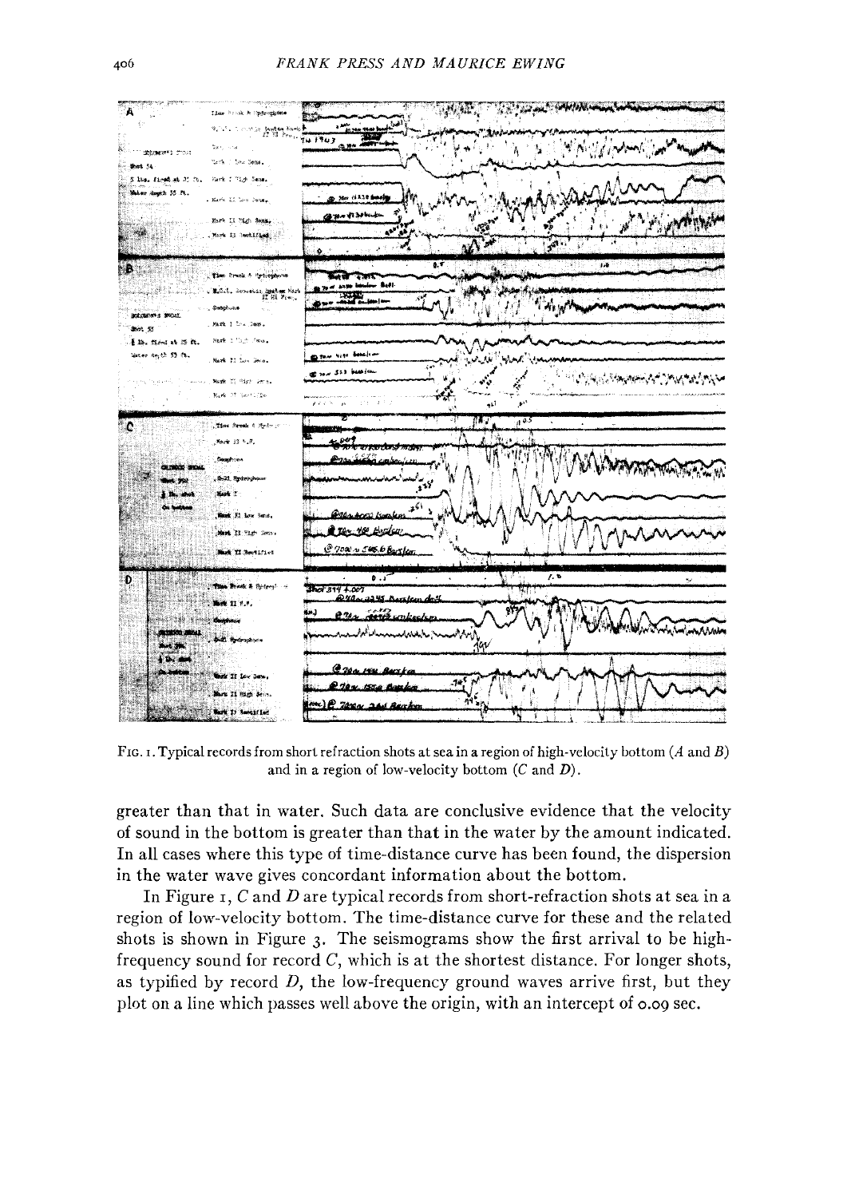FIG. 1. Typical records from short refraction shots at sea in a region of high-velocity bottom (*A* and *B*) and in a region of low-velocity bottom (*C* and *D*).

greater than that in water. Such data are conclusive evidence that the velocity of sound in the bottom is greater than that in the water by the amount indicated. In all cases where this type of time-distance curve has been found, the dispersion in the water wave gives concordant information about the bottom.

In Figure 1, *C* and *D* are typical records from short-refraction shots at sea in a region of low-velocity bottom. The time-distance curve for these and the related shots is shown in Figure 3. The seismograms show the first arrival to be high-frequency sound for record *C*, which is at the shortest distance. For longer shots, as typified by record *D*, the low-frequency ground waves arrive first, but they plot on a line which passes well above the origin, with an intercept of 0.09 sec.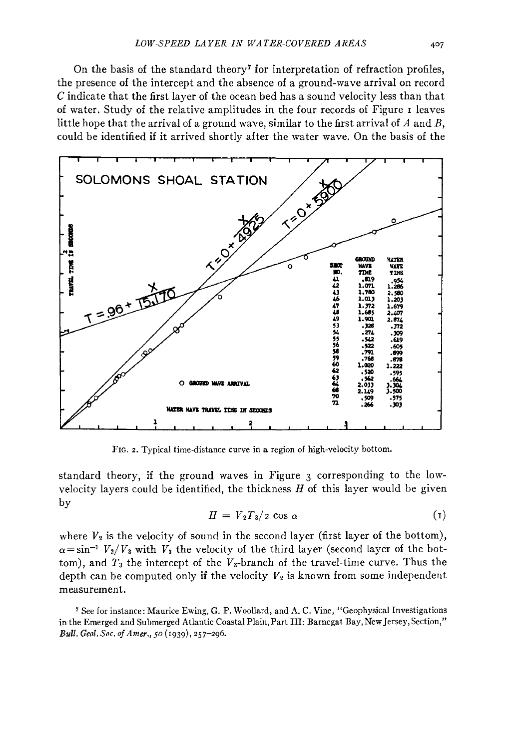On the basis of the standard theory[7] for interpretation of refraction profiles, the presence of the intercept and the absence of a ground-wave arrival on record $C$ indicate that the first layer of the ocean bed has a sound velocity less than that of water. Study of the relative amplitudes in the four records of Figure 1 leaves little hope that the arrival of a ground wave, similar to the first arrival of $A$ and $B$, could be identified if it arrived shortly after the water wave. On the basis of the

SOLOMONS SHOAL STATION

T = 0 + X/4925

T = 0 + X/5900

T = .96 + X/15,170

TRAVEL TIME IN SECONDS

WATER WAVE TRAVEL TIME IN SECONDS

○ GROUND WAVE ARRIVAL

1

2

3

SHOT NO. | GROUND WAVE TIME | WATER WAVE TIME

41 .819 .954
42 1.071 1.286
43 1.780 2.580
46 1.013 1.203
47 1.372 1.679
48 1.685 2.407
49 1.901 2.874
53 .328 .372
54 .274 .309
55 .542 .619
56 .522 .605
58 .791 .899
59 .768 .878
60 1.020 1.222
62 .520 .595
63 .562 .664
64 2.033 3.304
68 2.149 3.500
70 .509 .575
71 .266 .303

FIG. 2. Typical time-distance curve in a region of high-velocity bottom.

standard theory, if the ground waves in Figure 3 corresponding to the low-velocity layers could be identified, the thickness $H$ of this layer would be given by

$$H = V_2 T_3 / 2 \cos \alpha \tag{1}$$

where $V_2$ is the velocity of sound in the second layer (first layer of the bottom), $\alpha = \sin^{-1} V_2/V_3$ with $V_3$ the velocity of the third layer (second layer of the bottom), and $T_3$ the intercept of the $V_3$-branch of the travel-time curve. Thus the depth can be computed only if the velocity $V_2$ is known from some independent measurement.

[7] See for instance: Maurice Ewing, G. P. Woollard, and A. C. Vine, "Geophysical Investigations in the Emerged and Submerged Atlantic Coastal Plain, Part III: Barnegat Bay, New Jersey, Section," *Bull. Geol. Soc. of Amer.*, *50* (1939), 257–296.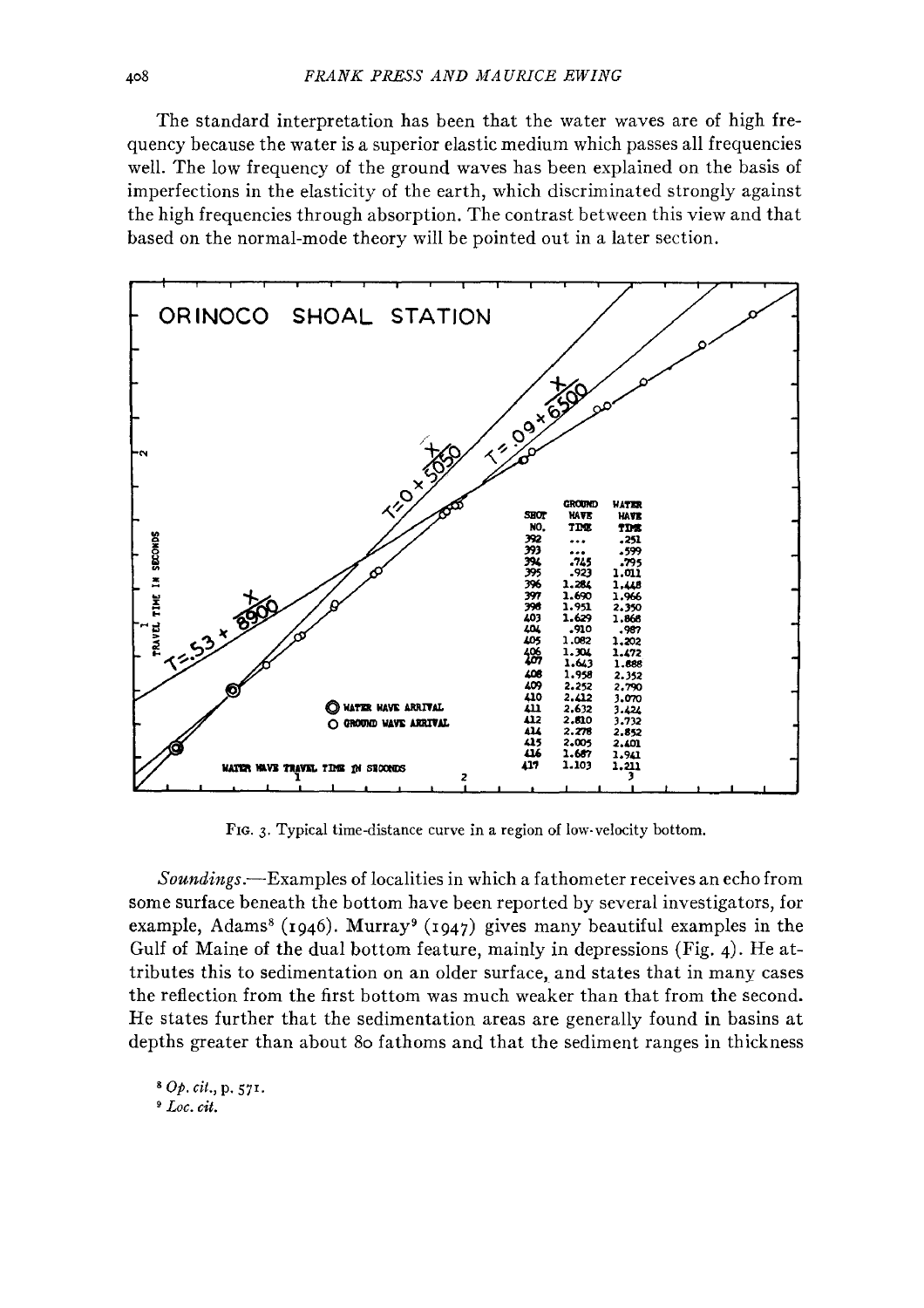The standard interpretation has been that the water waves are of high frequency because the water is a superior elastic medium which passes all frequencies well. The low frequency of the ground waves has been explained on the basis of imperfections in the elasticity of the earth, which discriminated strongly against the high frequencies through absorption. The contrast between this view and that based on the normal-mode theory will be pointed out in a later section.

ORINOCO SHOAL STATION

$T = 0 + \frac{X}{5050}$

$T = .09 + \frac{X}{6500}$

$T = .53 + \frac{X}{8900}$

TRAVEL TIME IN SECONDS

1

2

WATER WAVE ARRIVAL

GROUND WAVE ARRIVAL

WATER WAVE TRAVEL TIME IN SECONDS

1

2

3

SHOT NO. / GROUND WAVE TIME / WATER WAVE TIME

392 ... .251

393 ... .599

394 .745 .795

395 .923 1.011

396 1.284 1.448

397 1.690 1.966

398 1.951 2.350

403 1.629 1.868

404 .910 .987

405 1.082 1.202

406 1.304 1.472

407 1.643 1.888

408 1.958 2.352

409 2.252 2.790

410 2.412 3.070

411 2.632 3.424

412 2.810 3.732

414 2.278 2.852

415 2.005 2.401

416 1.687 1.941

417 1.103 1.211

FIG. 3. Typical time-distance curve in a region of low-velocity bottom.

*Soundings*.—Examples of localities in which a fathometer receives an echo from some surface beneath the bottom have been reported by several investigators, for example, Adams[8] (1946). Murray[9] (1947) gives many beautiful examples in the Gulf of Maine of the dual bottom feature, mainly in depressions (Fig. 4). He attributes this to sedimentation on an older surface, and states that in many cases the reflection from the first bottom was much weaker than that from the second. He states further that the sedimentation areas are generally found in basins at depths greater than about 80 fathoms and that the sediment ranges in thickness

[8] *Op. cit.*, p. 571.

[9] *Loc. cit.*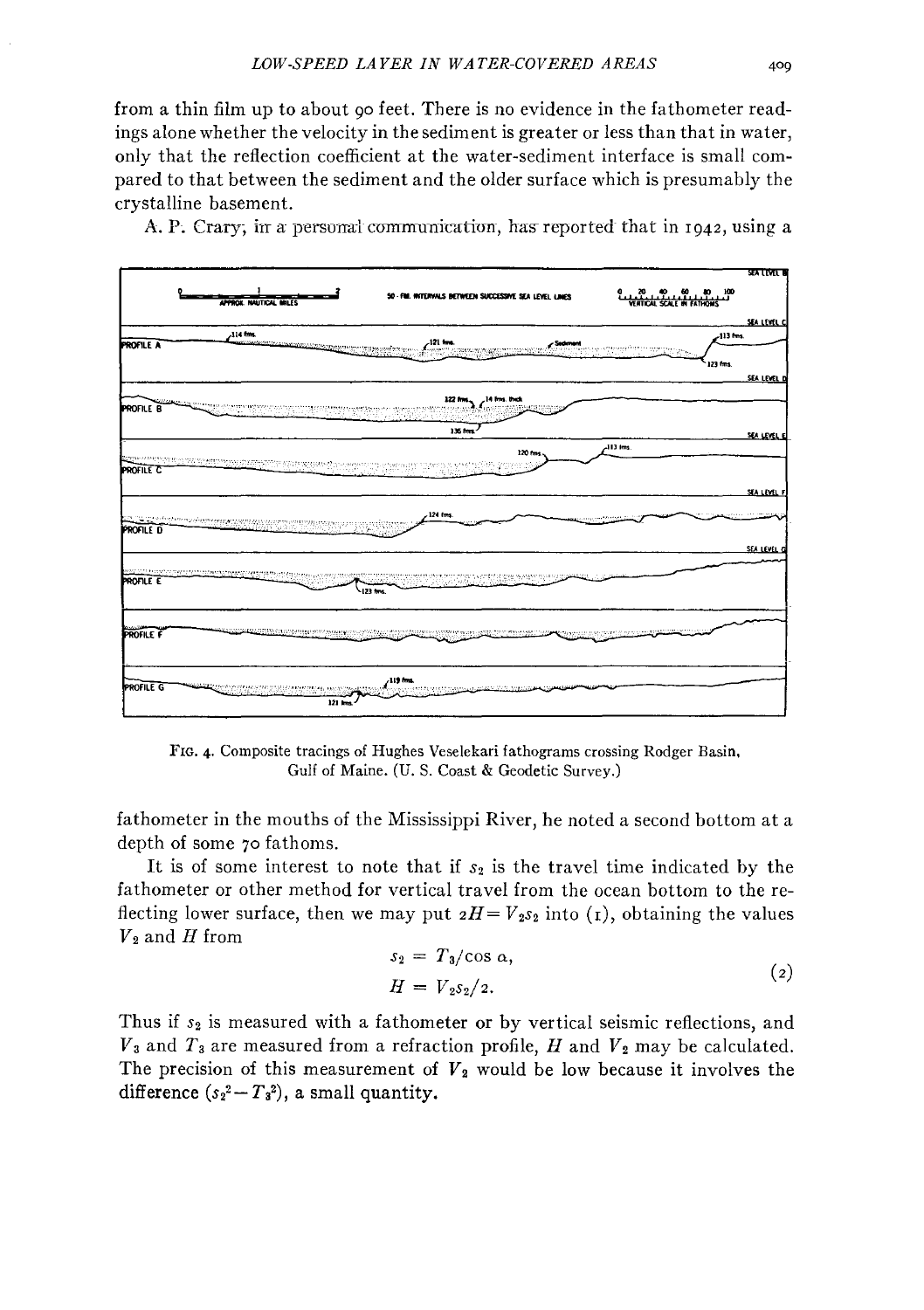from a thin film up to about 90 feet. There is no evidence in the fathometer readings alone whether the velocity in the sediment is greater or less than that in water, only that the reflection coefficient at the water-sediment interface is small compared to that between the sediment and the older surface which is presumably the crystalline basement.

A. P. Crary, in a personal communication, has reported that in 1942, using a

0 1 2 APPROX. NAUTICAL MILES

50 - FM. INTERVALS BETWEEN SUCCESSIVE SEA LEVEL LINES

0 20 40 60 80 100 VERTICAL SCALE IN FATHOMS

SEA LEVEL B

SEA LEVEL C

PROFILE A 114 fms. 121 fms. Sediment 113 fms. 123 fms.

SEA LEVEL D

PROFILE B 122 fms. 14 fms. thick 136 fms.

SEA LEVEL E

PROFILE C 120 fms. 113 fms.

SEA LEVEL F

PROFILE D 124 fms.

SEA LEVEL G

PROFILE E 123 fms.

PROFILE F

PROFILE G 119 fms. 121 fms.

FIG. 4. Composite tracings of Hughes Veselekari fathograms crossing Rodger Basin, Gulf of Maine. (U. S. Coast & Geodetic Survey.)

fathometer in the mouths of the Mississippi River, he noted a second bottom at a depth of some 70 fathoms.

It is of some interest to note that if $s_2$ is the travel time indicated by the fathometer or other method for vertical travel from the ocean bottom to the reflecting lower surface, then we may put $2H = V_2 s_2$ into (1), obtaining the values $V_2$ and $H$ from

$$
\begin{aligned}
s_2 &= T_3/\cos \alpha, \\
H &= V_2 s_2/2.
\end{aligned}
\tag{2}
$$

Thus if $s_2$ is measured with a fathometer or by vertical seismic reflections, and $V_3$ and $T_3$ are measured from a refraction profile, $H$ and $V_2$ may be calculated. The precision of this measurement of $V_2$ would be low because it involves the difference $(s_2^2 - T_3^2)$, a small quantity.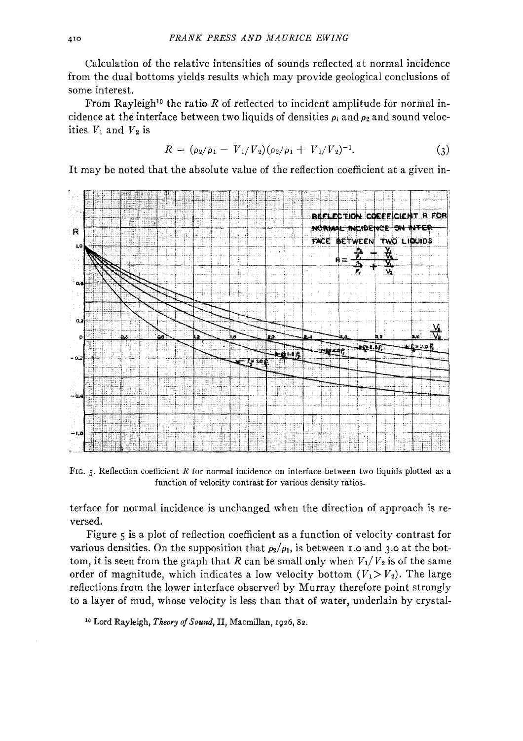Calculation of the relative intensities of sounds reflected at normal incidence from the dual bottoms yields results which may provide geological conclusions of some interest.

From Rayleigh[10] the ratio $R$ of reflected to incident amplitude for normal incidence at the interface between two liquids of densities $\rho_1$ and $\rho_2$ and sound velocities $V_1$ and $V_2$ is

$$R = (\rho_2/\rho_1 - V_1/V_2)(\rho_2/\rho_1 + V_1/V_2)^{-1}. \tag{3}$$

It may be noted that the absolute value of the reflection coefficient at a given interface for normal incidence is unchanged when the direction of approach is reversed.

REFLECTION COEFFICIENT R FOR NORMAL INCIDENCE ON INTERFACE BETWEEN TWO LIQUIDS

$$R = \frac{\frac{\rho_2}{\rho_1} - \frac{V_1}{V_2}}{\frac{\rho_2}{\rho_1} + \frac{V_1}{V_2}}$$

R

1.0

0.6

0.2

0

-0.2

-0.6

-1.0

0.4 0.8 1.2 1.6 2.0 2.4 2.8 3.2 3.6 $\frac{V_1}{V_2}$

$\rho_2 = 1.0\rho_1$

$\rho_2 = 1.5\rho_1$

$\rho_2 = 2.0\rho_1$

$\rho_2 = 2.5\rho_1$

$\rho_2 = 3.0\rho_1$

FIG. 5. Reflection coefficient $R$ for normal incidence on interface between two liquids plotted as a function of velocity contrast for various density ratios.

Figure 5 is a plot of reflection coefficient as a function of velocity contrast for various densities. On the supposition that $\rho_2/\rho_1$, is between 1.0 and 3.0 at the bottom, it is seen from the graph that $R$ can be small only when $V_1/V_2$ is of the same order of magnitude, which indicates a low velocity bottom ($V_1 > V_2$). The large reflections from the lower interface observed by Murray therefore point strongly to a layer of mud, whose velocity is less than that of water, underlain by crystal-

[10] Lord Rayleigh, *Theory of Sound*, II, Macmillan, 1926, 82.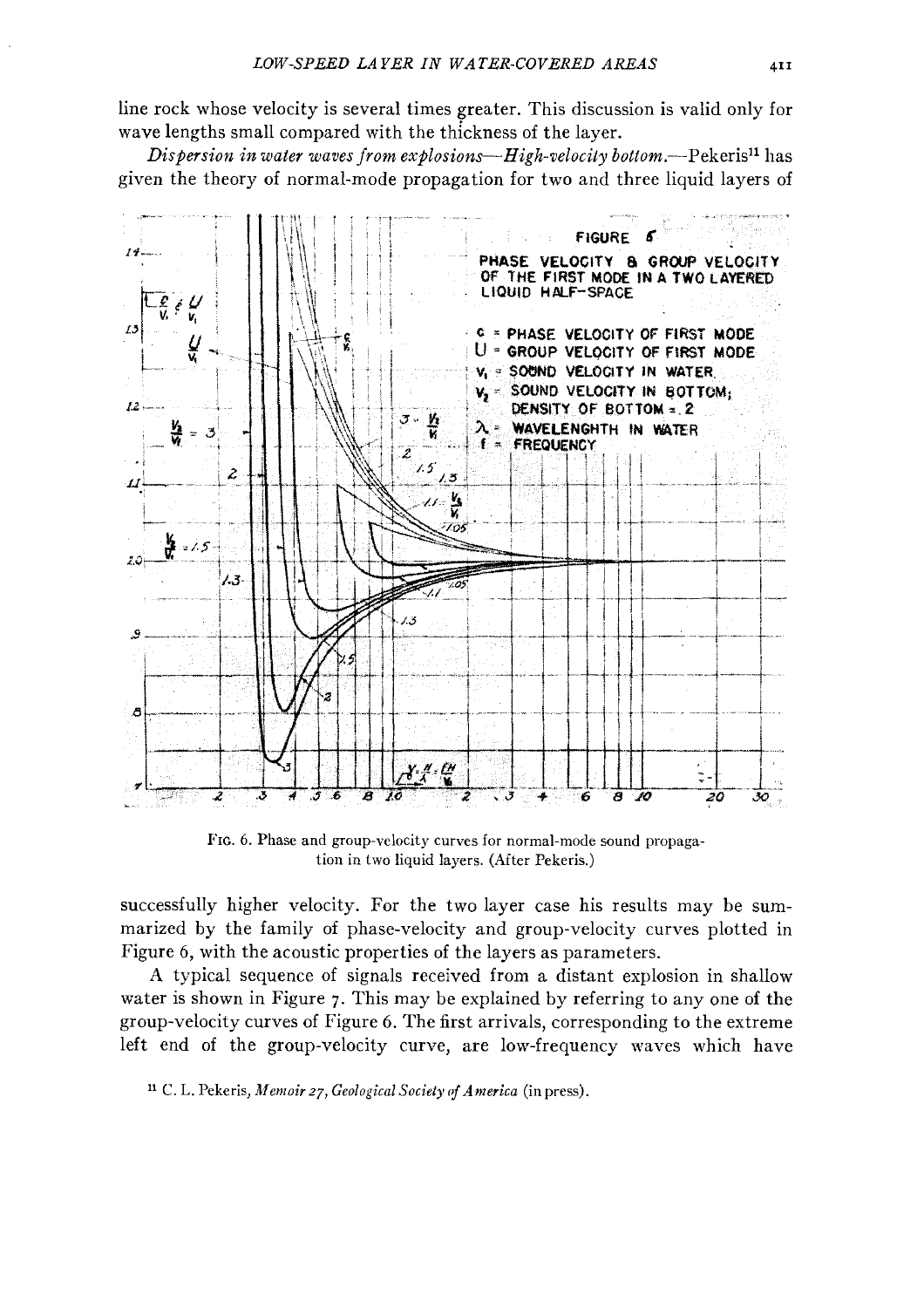line rock whose velocity is several times greater. This discussion is valid only for wave lengths small compared with the thickness of the layer.

*Dispersion in water waves from explosions—High-velocity bottom.*—Pekeris[11] has given the theory of normal-mode propagation for two and three liquid layers of

FIGURE 6

PHASE VELOCITY & GROUP VELOCITY OF THE FIRST MODE IN A TWO LAYERED LIQUID HALF-SPACE

c = PHASE VELOCITY OF FIRST MODE

U = GROUP VELOCITY OF FIRST MODE

$V_1$ = SOUND VELOCITY IN WATER

$V_2$ = SOUND VELOCITY IN BOTTOM; DENSITY OF BOTTOM = 2

λ = WAVELENGHTH IN WATER

f = FREQUENCY

$\frac{c}{V_1}$ & $\frac{U}{V_1}$

$\frac{U}{V_1}$

$\frac{c}{V_1}$

$\frac{V_2}{V_1} = 3$

$\frac{V_2}{V_1} = 1.5$

$3 = \frac{V_2}{V_1}$

$1.1 = \frac{V_2}{V_1}$

2, 1.5, 1.3, 1.05, 1.3, 2, 1.05, 1.1, 1.3, 1.5, 2, 3

$\frac{V_1}{\lambda} \frac{H}{\lambda} = \frac{fH}{V_1}$

1.4, 1.3, 1.2, 1.1, 1.0, .9, .8, .7

.2, .3, .4, .5, .6, .8, 1.0, 2, 3, 4, 6, 8, 10, 20, 30

FIG. 6. Phase and group-velocity curves for normal-mode sound propagation in two liquid layers. (After Pekeris.)

successfully higher velocity. For the two layer case his results may be summarized by the family of phase-velocity and group-velocity curves plotted in Figure 6, with the acoustic properties of the layers as parameters.

A typical sequence of signals received from a distant explosion in shallow water is shown in Figure 7. This may be explained by referring to any one of the group-velocity curves of Figure 6. The first arrivals, corresponding to the extreme left end of the group-velocity curve, are low-frequency waves which have

[11] C. L. Pekeris, *Memoir 27, Geological Society of America* (in press).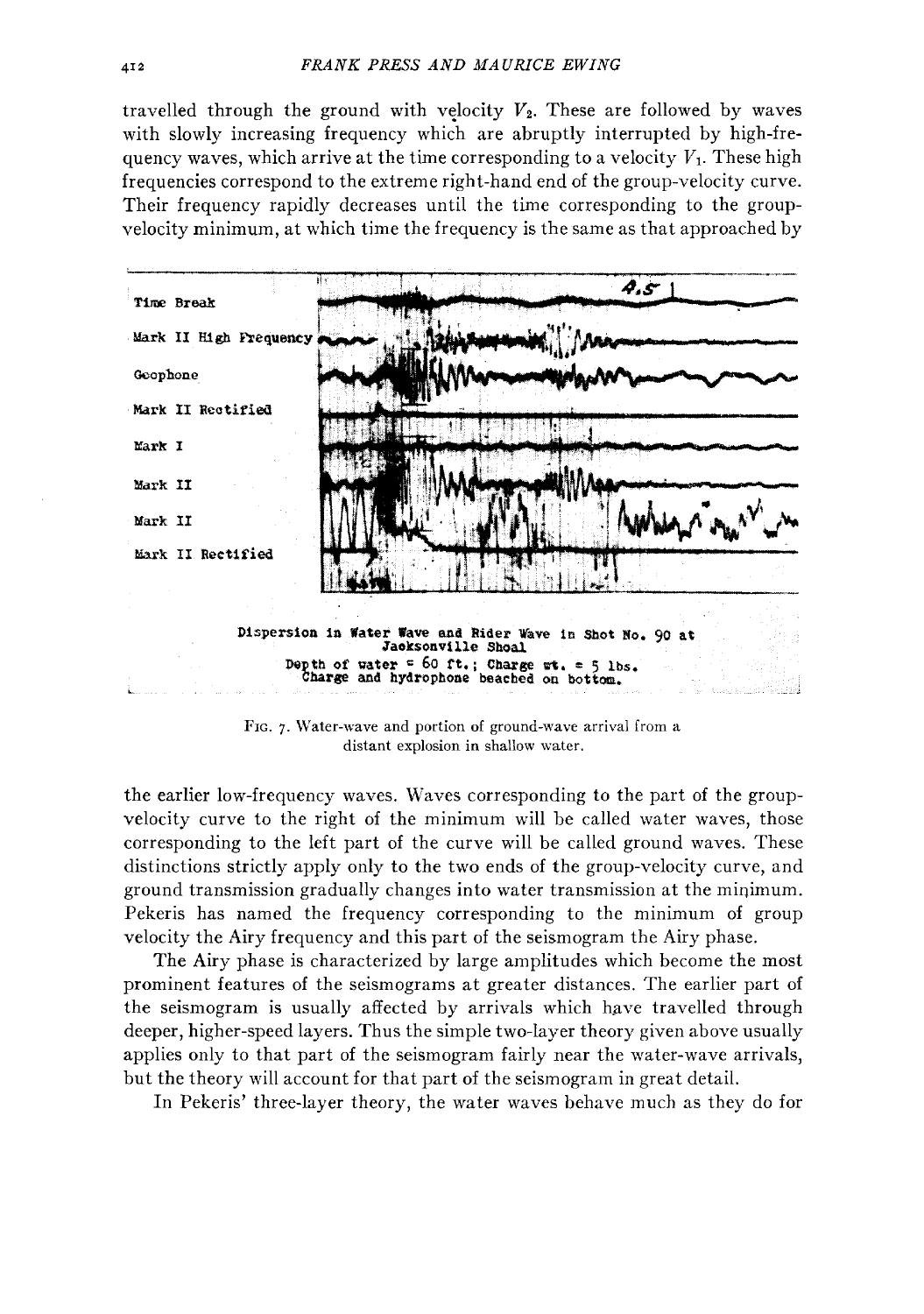travelled through the ground with velocity $V_2$. These are followed by waves with slowly increasing frequency which are abruptly interrupted by high-frequency waves, which arrive at the time corresponding to a velocity $V_1$. These high frequencies correspond to the extreme right-hand end of the group-velocity curve. Their frequency rapidly decreases until the time corresponding to the group-velocity minimum, at which time the frequency is the same as that approached by

Time Break
Mark II High Frequency
Geophone
Mark II Rectified
Mark I
Mark II
Mark II
Mark II Rectified

4.5

Dispersion in Water Wave and Rider Wave in Shot No. 90 at Jacksonville Shoal
Depth of water = 60 ft.; Charge wt. = 5 lbs.
Charge and hydrophone beached on bottom.

FIG. 7. Water-wave and portion of ground-wave arrival from a distant explosion in shallow water.

the earlier low-frequency waves. Waves corresponding to the part of the group-velocity curve to the right of the minimum will be called water waves, those corresponding to the left part of the curve will be called ground waves. These distinctions strictly apply only to the two ends of the group-velocity curve, and ground transmission gradually changes into water transmission at the minimum. Pekeris has named the frequency corresponding to the minimum of group velocity the Airy frequency and this part of the seismogram the Airy phase.

The Airy phase is characterized by large amplitudes which become the most prominent features of the seismograms at greater distances. The earlier part of the seismogram is usually affected by arrivals which have travelled through deeper, higher-speed layers. Thus the simple two-layer theory given above usually applies only to that part of the seismogram fairly near the water-wave arrivals, but the theory will account for that part of the seismogram in great detail.

In Pekeris' three-layer theory, the water waves behave much as they do for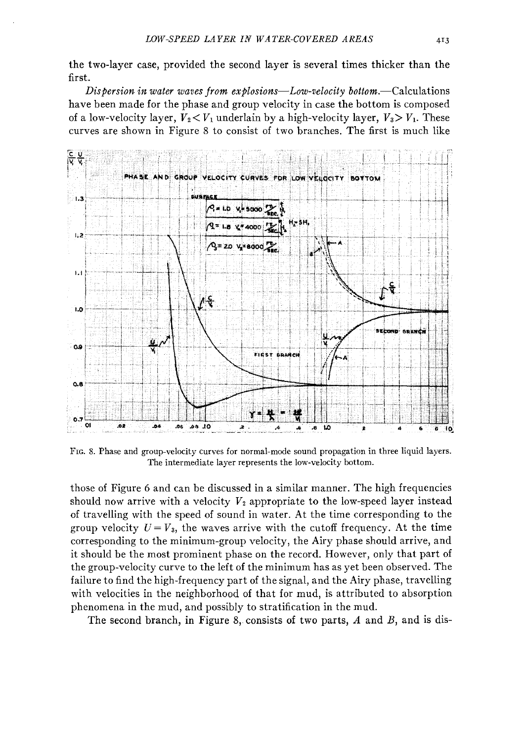the two-layer case, provided the second layer is several times thicker than the first.

*Dispersion in water waves from explosions—Low-velocity bottom.*—Calculations have been made for the phase and group velocity in case the bottom is composed of a low-velocity layer, $V_2 < V_1$ underlain by a high-velocity layer, $V_3 > V_1$. These curves are shown in Figure 8 to consist of two branches. The first is much like

PHASE AND GROUP VELOCITY CURVES FOR LOW VELOCITY BOTTOM

SURFACE

$\rho_1 = 1.0 \quad V_1 = 5000 \frac{FT}{SEC}$ $H_1$

$\rho_2 = 1.8 \quad V_2 = 4000 \frac{FT}{SEC}$ $H_2$ $H_2 = 5H_1$

$\rho_3 = 2.0 \quad V_3 = 6000 \frac{FT}{SEC}$

$\frac{C}{V_1}$ $\frac{U}{V_1}$

1.3 1.2 1.1 1.0 0.9 0.8 0.7

.01 .02 .04 .06 .08 .10 .2 .4 .6 .8 1.0 2 4 6 8 10

FIRST BRANCH

SECOND BRANCH

A B

$\gamma = \frac{H_1}{\lambda} = \frac{H_1 f}{V_1}$

FIG. 8. Phase and group-velocity curves for normal-mode sound propagation in three liquid layers. The intermediate layer represents the low-velocity bottom.

those of Figure 6 and can be discussed in a similar manner. The high frequencies should now arrive with a velocity $V_2$ appropriate to the low-speed layer instead of travelling with the speed of sound in water. At the time corresponding to the group velocity $U = V_3$, the waves arrive with the cutoff frequency. At the time corresponding to the minimum-group velocity, the Airy phase should arrive, and it should be the most prominent phase on the record. However, only that part of the group-velocity curve to the left of the minimum has as yet been observed. The failure to find the high-frequency part of the signal, and the Airy phase, travelling with velocities in the neighborhood of that for mud, is attributed to absorption phenomena in the mud, and possibly to stratification in the mud.

The second branch, in Figure 8, consists of two parts, $A$ and $B$, and is dis-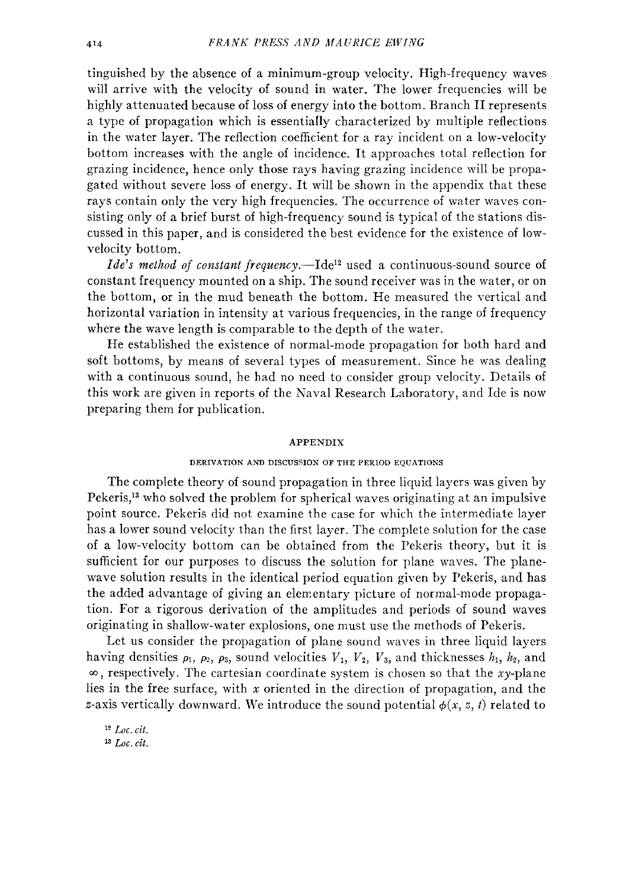tinguished by the absence of a minimum-group velocity. High-frequency waves will arrive with the velocity of sound in water. The lower frequencies will be highly attenuated because of loss of energy into the bottom. Branch II represents a type of propagation which is essentially characterized by multiple reflections in the water layer. The reflection coefficient for a ray incident on a low-velocity bottom increases with the angle of incidence. It approaches total reflection for grazing incidence, hence only those rays having grazing incidence will be propagated without severe loss of energy. It will be shown in the appendix that these rays contain only the very high frequencies. The occurrence of water waves consisting only of a brief burst of high-frequency sound is typical of the stations discussed in this paper, and is considered the best evidence for the existence of low-velocity bottom.

*Ide's method of constant frequency.*—Ide[12] used a continuous-sound source of constant frequency mounted on a ship. The sound receiver was in the water, or on the bottom, or in the mud beneath the bottom. He measured the vertical and horizontal variation in intensity at various frequencies, in the range of frequency where the wave length is comparable to the depth of the water.

He established the existence of normal-mode propagation for both hard and soft bottoms, by means of several types of measurement. Since he was dealing with a continuous sound, he had no need to consider group velocity. Details of this work are given in reports of the Naval Research Laboratory, and Ide is now preparing them for publication.

## APPENDIX

### DERIVATION AND DISCUSSION OF THE PERIOD EQUATIONS

The complete theory of sound propagation in three liquid layers was given by Pekeris,[13] who solved the problem for spherical waves originating at an impulsive point source. Pekeris did not examine the case for which the intermediate layer has a lower sound velocity than the first layer. The complete solution for the case of a low-velocity bottom can be obtained from the Pekeris theory, but it is sufficient for our purposes to discuss the solution for plane waves. The plane-wave solution results in the identical period equation given by Pekeris, and has the added advantage of giving an elementary picture of normal-mode propagation. For a rigorous derivation of the amplitudes and periods of sound waves originating in shallow-water explosions, one must use the methods of Pekeris.

Let us consider the propagation of plane sound waves in three liquid layers having densities $\rho_1$, $\rho_2$, $\rho_3$, sound velocities $V_1$, $V_2$, $V_3$, and thicknesses $h_1$, $h_2$, and $\infty$, respectively. The cartesian coordinate system is chosen so that the $xy$-plane lies in the free surface, with $x$ oriented in the direction of propagation, and the $z$-axis vertically downward. We introduce the sound potential $\phi(x, z, t)$ related to

[12] *Loc. cit.*

[13] *Loc. cit.*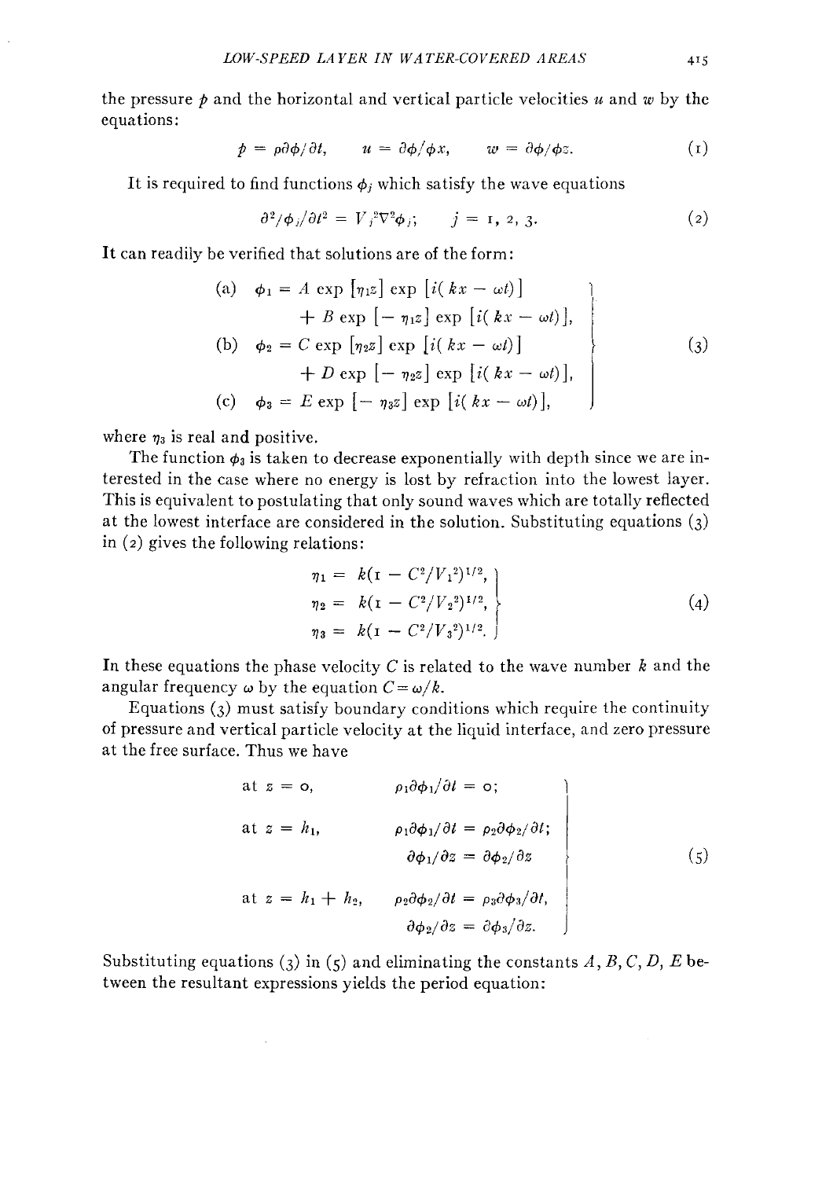the pressure $p$ and the horizontal and vertical particle velocities $u$ and $w$ by the equations:

$$p = \rho \partial\phi/\partial t, \qquad u = \partial\phi/\phi x, \qquad w = \partial\phi/\phi z. \tag{1}$$

It is required to find functions $\phi_j$ which satisfy the wave equations

$$\partial^2/\phi_j/\partial t^2 = V_j^2 \nabla^2 \phi_j; \qquad j = 1, 2, 3. \tag{2}$$

It can readily be verified that solutions are of the form:

$$\left.\begin{aligned}
&\text{(a)} \quad \phi_1 = A \exp[\eta_1 z] \exp[i(kx - \omega t)] \\
&\qquad\qquad + B \exp[-\eta_1 z] \exp[i(kx - \omega t)], \\
&\text{(b)} \quad \phi_2 = C \exp[\eta_2 z] \exp[i(kx - \omega t)] \\
&\qquad\qquad + D \exp[-\eta_2 z] \exp[i(kx - \omega t)], \\
&\text{(c)} \quad \phi_3 = E \exp[-\eta_3 z] \exp[i(kx - \omega t)],
\end{aligned}\right\} \tag{3}$$

where $\eta_3$ is real and positive.

The function $\phi_3$ is taken to decrease exponentially with depth since we are interested in the case where no energy is lost by refraction into the lowest layer. This is equivalent to postulating that only sound waves which are totally reflected at the lowest interface are considered in the solution. Substituting equations (3) in (2) gives the following relations:

$$\left.\begin{aligned}
\eta_1 &= k(1 - C^2/V_1^2)^{1/2}, \\
\eta_2 &= k(1 - C^2/V_2^2)^{1/2}, \\
\eta_3 &= k(1 - C^2/V_3^2)^{1/2}.
\end{aligned}\right\} \tag{4}$$

In these equations the phase velocity $C$ is related to the wave number $k$ and the angular frequency $\omega$ by the equation $C = \omega/k$.

Equations (3) must satisfy boundary conditions which require the continuity of pressure and vertical particle velocity at the liquid interface, and zero pressure at the free surface. Thus we have

$$\left.\begin{aligned}
&\text{at } z = 0, && \rho_1 \partial\phi_1/\partial t = 0; \\
&\text{at } z = h_1, && \rho_1 \partial\phi_1/\partial t = \rho_2 \partial\phi_2/\partial t; \\
& && \partial\phi_1/\partial z = \partial\phi_2/\partial z \\
&\text{at } z = h_1 + h_2, && \rho_2 \partial\phi_2/\partial t = \rho_3 \partial\phi_3/\partial t, \\
& && \partial\phi_2/\partial z = \partial\phi_3/\partial z.
\end{aligned}\right\} \tag{5}$$

Substituting equations (3) in (5) and eliminating the constants $A, B, C, D, E$ between the resultant expressions yields the period equation: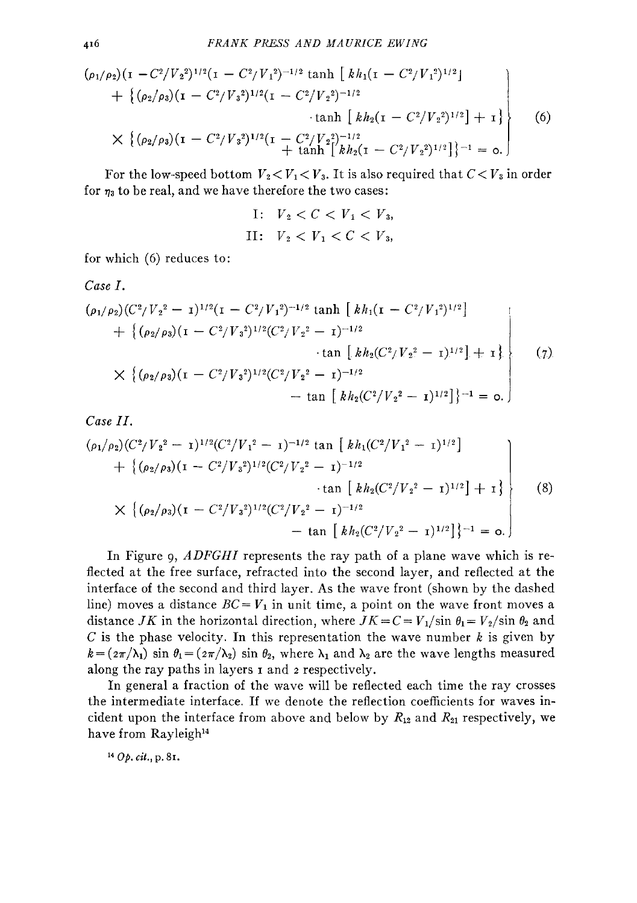$$
\left.
\begin{aligned}
&(\rho_1/\rho_2)(1 - C^2/V_2^2)^{1/2}(1 - C^2/V_1^2)^{-1/2} \tanh\left[kh_1(1 - C^2/V_1^2)^{1/2}\right] \\
&\quad + \left\{(\rho_2/\rho_3)(1 - C^2/V_3^2)^{1/2}(1 - C^2/V_2^2)^{-1/2}\right. \\
&\qquad\qquad\qquad \left.\cdot \tanh\left[kh_2(1 - C^2/V_2^2)^{1/2}\right] + 1\right\} \\
&\quad \times \left\{(\rho_2/\rho_3)(1 - C^2/V_3^2)^{1/2}(1 - C^2/V_2^2)^{-1/2}\right. \\
&\qquad\qquad\qquad \left. + \tanh\left[kh_2(1 - C^2/V_2^2)^{1/2}\right]\right\}^{-1} = 0.
\end{aligned}
\right\} \quad (6)
$$

For the low-speed bottom $V_2 < V_1 < V_3$. It is also required that $C < V_3$ in order for $\eta_3$ to be real, and we have therefore the two cases:

$$
\begin{aligned}
\text{I:} &\quad V_2 < C < V_1 < V_3, \\
\text{II:} &\quad V_2 < V_1 < C < V_3,
\end{aligned}
$$

for which (6) reduces to:

*Case I.*

$$
\left.
\begin{aligned}
&(\rho_1/\rho_2)(C^2/V_2^2 - 1)^{1/2}(1 - C^2/V_1^2)^{-1/2} \tanh\left[kh_1(1 - C^2/V_1^2)^{1/2}\right] \\
&\quad + \left\{(\rho_2/\rho_3)(1 - C^2/V_3^2)^{1/2}(C^2/V_2^2 - 1)^{-1/2}\right. \\
&\qquad\qquad\qquad \left.\cdot \tan\left[kh_2(C^2/V_2^2 - 1)^{1/2}\right] + 1\right\} \\
&\quad \times \left\{(\rho_2/\rho_3)(1 - C^2/V_3^2)^{1/2}(C^2/V_2^2 - 1)^{-1/2}\right. \\
&\qquad\qquad\qquad \left. - \tan\left[kh_2(C^2/V_2^2 - 1)^{1/2}\right]\right\}^{-1} = 0.
\end{aligned}
\right\} \quad (7)
$$

*Case II.*

$$
\left.
\begin{aligned}
&(\rho_1/\rho_2)(C^2/V_2^2 - 1)^{1/2}(C^2/V_1^2 - 1)^{-1/2} \tan\left[kh_1(C^2/V_1^2 - 1)^{1/2}\right] \\
&\quad + \left\{(\rho_2/\rho_3)(1 - C^2/V_3^2)^{1/2}(C^2/V_2^2 - 1)^{-1/2}\right. \\
&\qquad\qquad\qquad \left.\cdot \tan\left[kh_2(C^2/V_2^2 - 1)^{1/2}\right] + 1\right\} \\
&\quad \times \left\{(\rho_2/\rho_3)(1 - C^2/V_3^2)^{1/2}(C^2/V_2^2 - 1)^{-1/2}\right. \\
&\qquad\qquad\qquad \left. - \tan\left[kh_2(C^2/V_2^2 - 1)^{1/2}\right]\right\}^{-1} = 0.
\end{aligned}
\right\} \quad (8)
$$

In Figure 9, *ADFGHI* represents the ray path of a plane wave which is reflected at the free surface, refracted into the second layer, and reflected at the interface of the second and third layer. As the wave front (shown by the dashed line) moves a distance $BC = V_1$ in unit time, a point on the wave front moves a distance $JK$ in the horizontal direction, where $JK = C = V_1/\sin\theta_1 = V_2/\sin\theta_2$ and $C$ is the phase velocity. In this representation the wave number $k$ is given by $k = (2\pi/\lambda_1)\sin\theta_1 = (2\pi/\lambda_2)\sin\theta_2$, where $\lambda_1$ and $\lambda_2$ are the wave lengths measured along the ray paths in layers 1 and 2 respectively.

In general a fraction of the wave will be reflected each time the ray crosses the intermediate interface. If we denote the reflection coefficients for waves incident upon the interface from above and below by $R_{12}$ and $R_{21}$ respectively, we have from Rayleigh[14]

[14] *Op. cit.*, p. 81.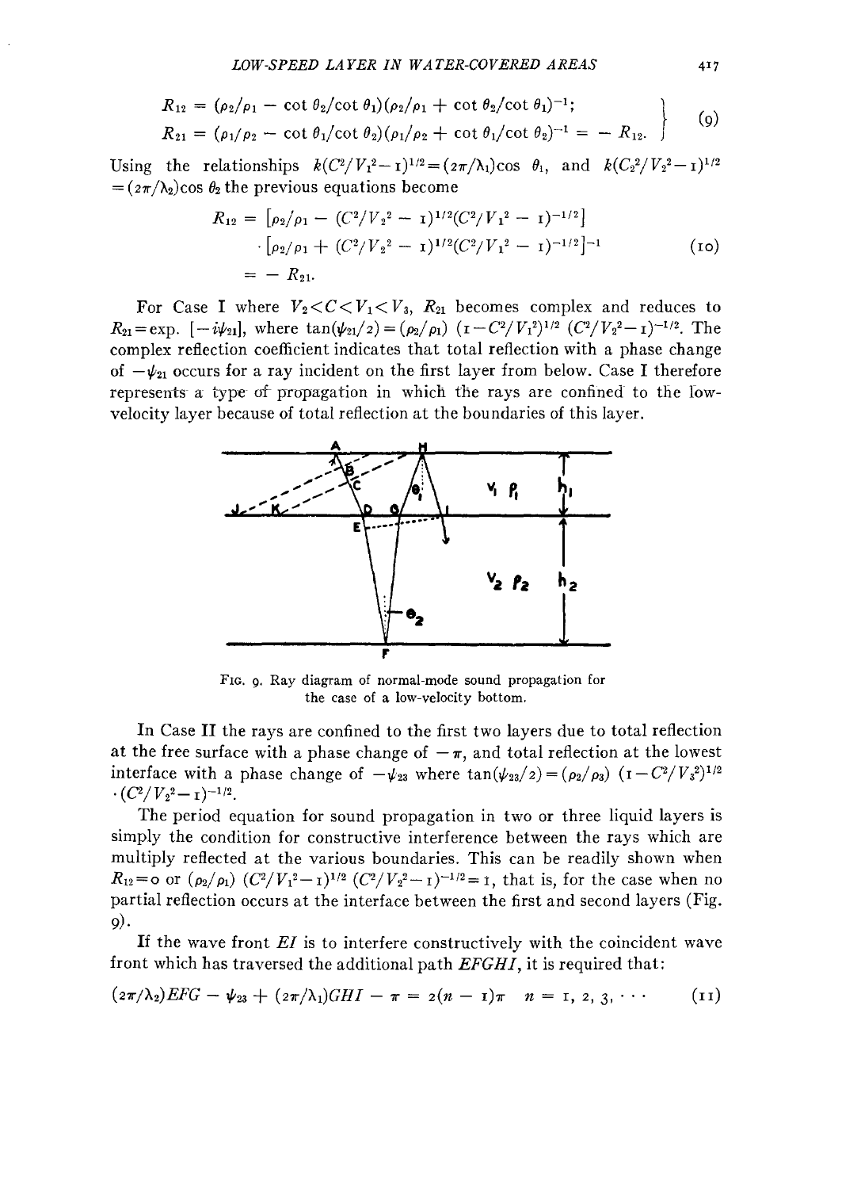$$R_{12} = (\rho_2/\rho_1 - \cot \theta_2/\cot \theta_1)(\rho_2/\rho_1 + \cot \theta_2/\cot \theta_1)^{-1};$$
$$R_{21} = (\rho_1/\rho_2 - \cot \theta_1/\cot \theta_2)(\rho_1/\rho_2 + \cot \theta_1/\cot \theta_2)^{-1} = -R_{12}. \quad (9)$$

Using the relationships $k(C^2/V_1^2 - 1)^{1/2} = (2\pi/\lambda_1)\cos\theta_1$, and $k(C_2^2/V_2^2 - 1)^{1/2} = (2\pi/\lambda_2)\cos\theta_2$ the previous equations become

$$R_{12} = [\rho_2/\rho_1 - (C^2/V_2^2 - 1)^{1/2}(C^2/V_1^2 - 1)^{-1/2}] \cdot [\rho_2/\rho_1 + (C^2/V_2^2 - 1)^{1/2}(C^2/V_1^2 - 1)^{-1/2}]^{-1} = -R_{21}. \quad (10)$$

For Case I where $V_2 < C < V_1 < V_3$, $R_{21}$ becomes complex and reduces to $R_{21} = \exp.[-i\psi_{21}]$, where $\tan(\psi_{21}/2) = (\rho_2/\rho_1)(1 - C^2/V_1^2)^{1/2}(C^2/V_2^2 - 1)^{-1/2}$. The complex reflection coefficient indicates that total reflection with a phase change of $-\psi_{21}$ occurs for a ray incident on the first layer from below. Case I therefore represents a type of propagation in which the rays are confined to the low-velocity layer because of total reflection at the boundaries of this layer.

A
H
B
C
$\theta_1$
$V_1$ $\rho_1$
$h_1$
J
K
D
G
I
E
$V_2$ $\rho_2$
$h_2$
$\theta_2$
F

FIG. 9. Ray diagram of normal-mode sound propagation for the case of a low-velocity bottom.

In Case II the rays are confined to the first two layers due to total reflection at the free surface with a phase change of $-\pi$, and total reflection at the lowest interface with a phase change of $-\psi_{23}$ where $\tan(\psi_{23}/2) = (\rho_2/\rho_3)(1 - C^2/V_3^2)^{1/2} \cdot (C^2/V_2^2 - 1)^{-1/2}$.

The period equation for sound propagation in two or three liquid layers is simply the condition for constructive interference between the rays which are multiply reflected at the various boundaries. This can be readily shown when $R_{12} = 0$ or $(\rho_2/\rho_1)(C^2/V_1^2 - 1)^{1/2}(C^2/V_2^2 - 1)^{-1/2} = 1$, that is, for the case when no partial reflection occurs at the interface between the first and second layers (Fig. 9).

If the wave front $EI$ is to interfere constructively with the coincident wave front which has traversed the additional path $EFGHI$, it is required that:

$$(2\pi/\lambda_2)EFG - \psi_{23} + (2\pi/\lambda_1)GHI - \pi = 2(n - 1)\pi \quad n = 1, 2, 3, \cdots \quad (11)$$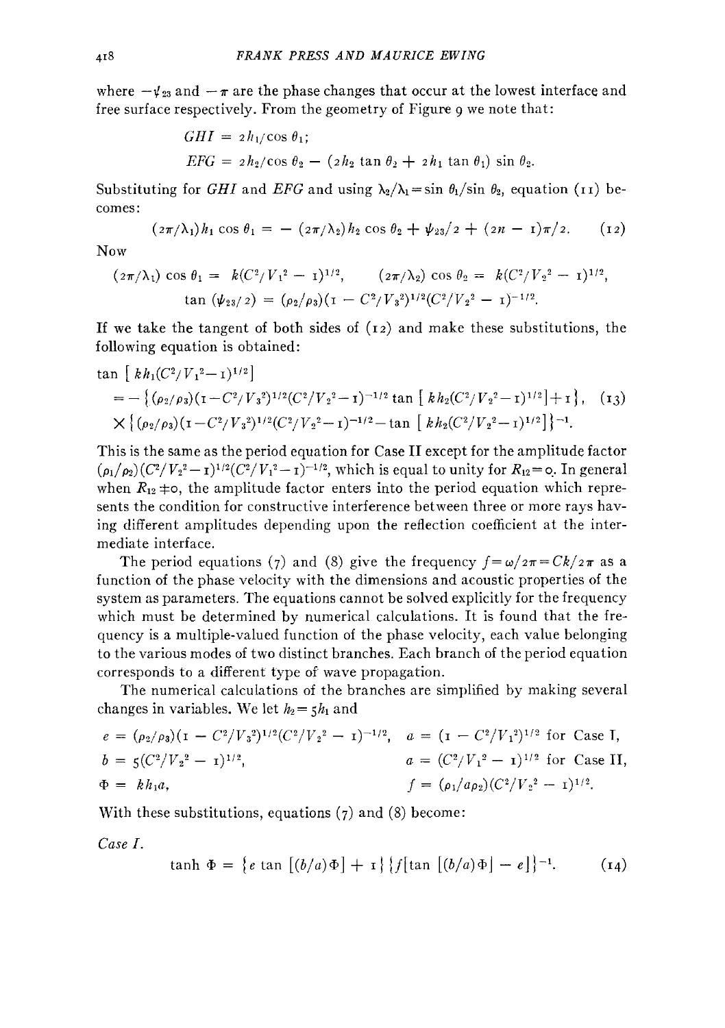where $-\psi_{23}$ and $-\pi$ are the phase changes that occur at the lowest interface and free surface respectively. From the geometry of Figure 9 we note that:

$$GHI = 2h_1/\cos\theta_1;$$

$$EFG = 2h_2/\cos\theta_2 - (2h_2\tan\theta_2 + 2h_1\tan\theta_1)\sin\theta_2.$$

Substituting for $GHI$ and $EFG$ and using $\lambda_2/\lambda_1 = \sin\theta_1/\sin\theta_2$, equation (11) becomes:

$$(2\pi/\lambda_1)h_1\cos\theta_1 = -(2\pi/\lambda_2)h_2\cos\theta_2 + \psi_{23}/2 + (2n-1)\pi/2. \tag{12}$$

Now

$$(2\pi/\lambda_1)\cos\theta_1 = k(C^2/V_1^2 - 1)^{1/2}, \qquad (2\pi/\lambda_2)\cos\theta_2 = k(C^2/V_2^2 - 1)^{1/2},$$

$$\tan(\psi_{23}/2) = (\rho_2/\rho_3)(1 - C^2/V_3^2)^{1/2}(C^2/V_2^2 - 1)^{-1/2}.$$

If we take the tangent of both sides of (12) and make these substitutions, the following equation is obtained:

$$\begin{aligned}\tan\left[kh_1(C^2/V_1^2-1)^{1/2}\right] &= -\left\{(\rho_2/\rho_3)(1-C^2/V_3^2)^{1/2}(C^2/V_2^2-1)^{-1/2}\tan\left[kh_2(C^2/V_2^2-1)^{1/2}\right]+1\right\}, \\ &\quad\times\left\{(\rho_2/\rho_3)(1-C^2/V_3^2)^{1/2}(C^2/V_2^2-1)^{-1/2}-\tan\left[kh_2(C^2/V_2^2-1)^{1/2}\right]\right\}^{-1}.\end{aligned} \tag{13}$$

This is the same as the period equation for Case II except for the amplitude factor $(\rho_1/\rho_2)(C^2/V_2^2-1)^{1/2}(C^2/V_1^2-1)^{-1/2}$, which is equal to unity for $R_{12}=0$. In general when $R_{12}\neq 0$, the amplitude factor enters into the period equation which represents the condition for constructive interference between three or more rays having different amplitudes depending upon the reflection coefficient at the intermediate interface.

The period equations (7) and (8) give the frequency $f=\omega/2\pi = Ck/2\pi$ as a function of the phase velocity with the dimensions and acoustic properties of the system as parameters. The equations cannot be solved explicitly for the frequency which must be determined by numerical calculations. It is found that the frequency is a multiple-valued function of the phase velocity, each value belonging to the various modes of two distinct branches. Each branch of the period equation corresponds to a different type of wave propagation.

The numerical calculations of the branches are simplified by making several changes in variables. We let $h_2 = 5h_1$ and

$$e = (\rho_2/\rho_3)(1 - C^2/V_3^2)^{1/2}(C^2/V_2^2 - 1)^{-1/2}, \quad a = (1 - C^2/V_1^2)^{1/2} \text{ for Case I},$$

$$b = 5(C^2/V_2^2 - 1)^{1/2}, \quad a = (C^2/V_1^2 - 1)^{1/2} \text{ for Case II},$$

$$\Phi = kh_1a, \quad f = (\rho_1/a\rho_2)(C^2/V_2^2 - 1)^{1/2}.$$

With these substitutions, equations (7) and (8) become:

*Case I.*

$$\tanh\Phi = \{e\tan[(b/a)\Phi] + 1\}\{f[\tan[(b/a)\Phi] - e]\}^{-1}. \tag{14}$$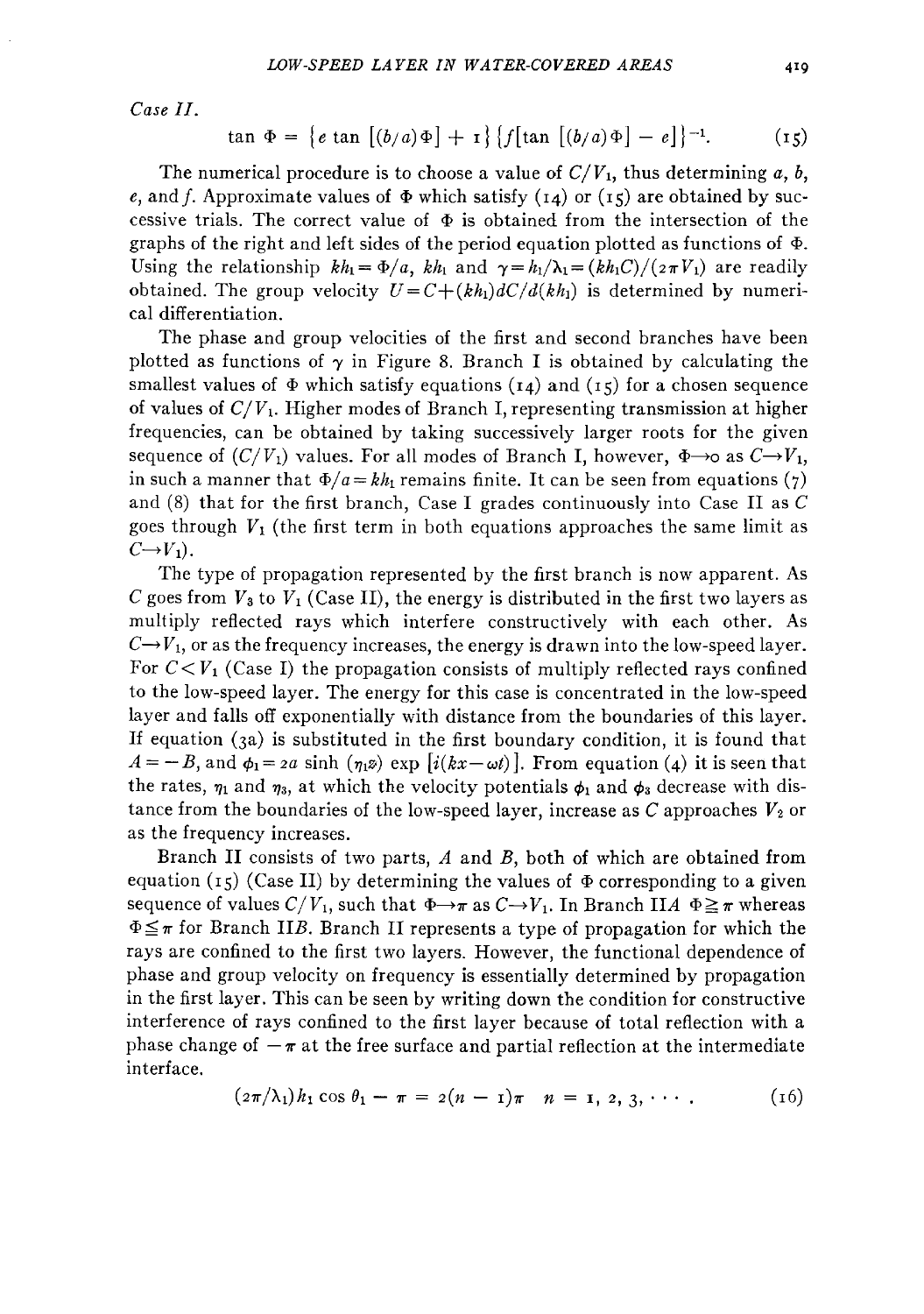*Case II.*

$$\tan \Phi = \{e \tan [(b/a)\Phi] + 1\} \{f[\tan [(b/a)\Phi] - e]\}^{-1}. \qquad (15)$$

The numerical procedure is to choose a value of $C/V_1$, thus determining $a$, $b$, $e$, and $f$. Approximate values of $\Phi$ which satisfy (14) or (15) are obtained by successive trials. The correct value of $\Phi$ is obtained from the intersection of the graphs of the right and left sides of the period equation plotted as functions of $\Phi$. Using the relationship $kh_1 = \Phi/a$, $kh_1$ and $\gamma = h_1/\lambda_1 = (kh_1 C)/(2\pi V_1)$ are readily obtained. The group velocity $U = C + (kh_1)dC/d(kh_1)$ is determined by numerical differentiation.

The phase and group velocities of the first and second branches have been plotted as functions of $\gamma$ in Figure 8. Branch I is obtained by calculating the smallest values of $\Phi$ which satisfy equations (14) and (15) for a chosen sequence of values of $C/V_1$. Higher modes of Branch I, representing transmission at higher frequencies, can be obtained by taking successively larger roots for the given sequence of $(C/V_1)$ values. For all modes of Branch I, however, $\Phi \to 0$ as $C \to V_1$, in such a manner that $\Phi/a = kh_1$ remains finite. It can be seen from equations (7) and (8) that for the first branch, Case I grades continuously into Case II as $C$ goes through $V_1$ (the first term in both equations approaches the same limit as $C \to V_1$).

The type of propagation represented by the first branch is now apparent. As $C$ goes from $V_3$ to $V_1$ (Case II), the energy is distributed in the first two layers as multiply reflected rays which interfere constructively with each other. As $C \to V_1$, or as the frequency increases, the energy is drawn into the low-speed layer. For $C < V_1$ (Case I) the propagation consists of multiply reflected rays confined to the low-speed layer. The energy for this case is concentrated in the low-speed layer and falls off exponentially with distance from the boundaries of this layer. If equation (3a) is substituted in the first boundary condition, it is found that $A = -B$, and $\phi_1 = 2a \sinh(\eta_1 z) \exp[i(kx - \omega t)]$. From equation (4) it is seen that the rates, $\eta_1$ and $\eta_3$, at which the velocity potentials $\phi_1$ and $\phi_3$ decrease with distance from the boundaries of the low-speed layer, increase as $C$ approaches $V_2$ or as the frequency increases.

Branch II consists of two parts, $A$ and $B$, both of which are obtained from equation (15) (Case II) by determining the values of $\Phi$ corresponding to a given sequence of values $C/V_1$, such that $\Phi \to \pi$ as $C \to V_1$. In Branch II$A$ $\Phi \geqq \pi$ whereas $\Phi \leqq \pi$ for Branch II$B$. Branch II represents a type of propagation for which the rays are confined to the first two layers. However, the functional dependence of phase and group velocity on frequency is essentially determined by propagation in the first layer. This can be seen by writing down the condition for constructive interference of rays confined to the first layer because of total reflection with a phase change of $-\pi$ at the free surface and partial reflection at the intermediate interface.

$$(2\pi/\lambda_1)h_1 \cos\theta_1 - \pi = 2(n-1)\pi \quad n = 1, 2, 3, \cdots. \qquad (16)$$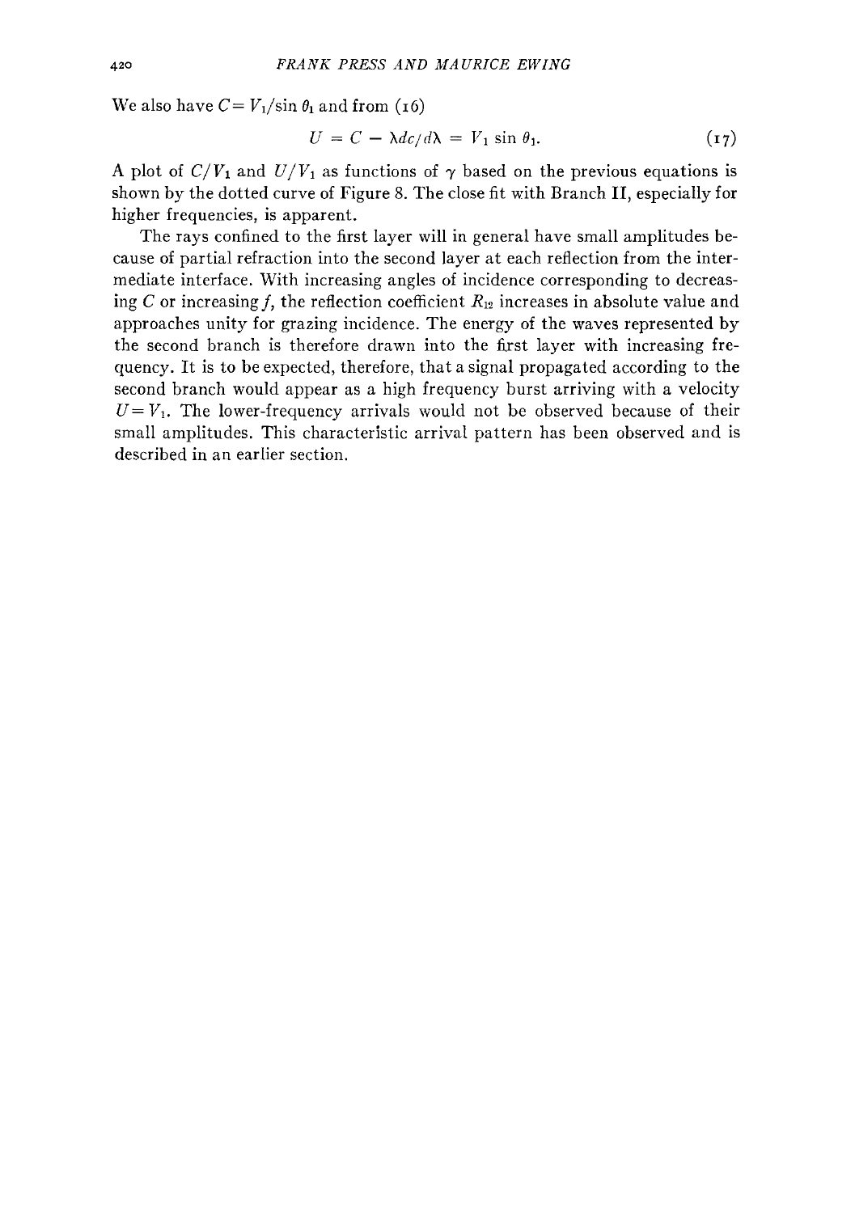We also have $C = V_1/\sin\theta_1$ and from (16)

$$U = C - \lambda dc/d\lambda = V_1 \sin\theta_1. \tag{17}$$

A plot of $C/V_1$ and $U/V_1$ as functions of $\gamma$ based on the previous equations is shown by the dotted curve of Figure 8. The close fit with Branch II, especially for higher frequencies, is apparent.

The rays confined to the first layer will in general have small amplitudes because of partial refraction into the second layer at each reflection from the intermediate interface. With increasing angles of incidence corresponding to decreasing $C$ or increasing $f$, the reflection coefficient $R_{12}$ increases in absolute value and approaches unity for grazing incidence. The energy of the waves represented by the second branch is therefore drawn into the first layer with increasing frequency. It is to be expected, therefore, that a signal propagated according to the second branch would appear as a high frequency burst arriving with a velocity $U = V_1$. The lower-frequency arrivals would not be observed because of their small amplitudes. This characteristic arrival pattern has been observed and is described in an earlier section.